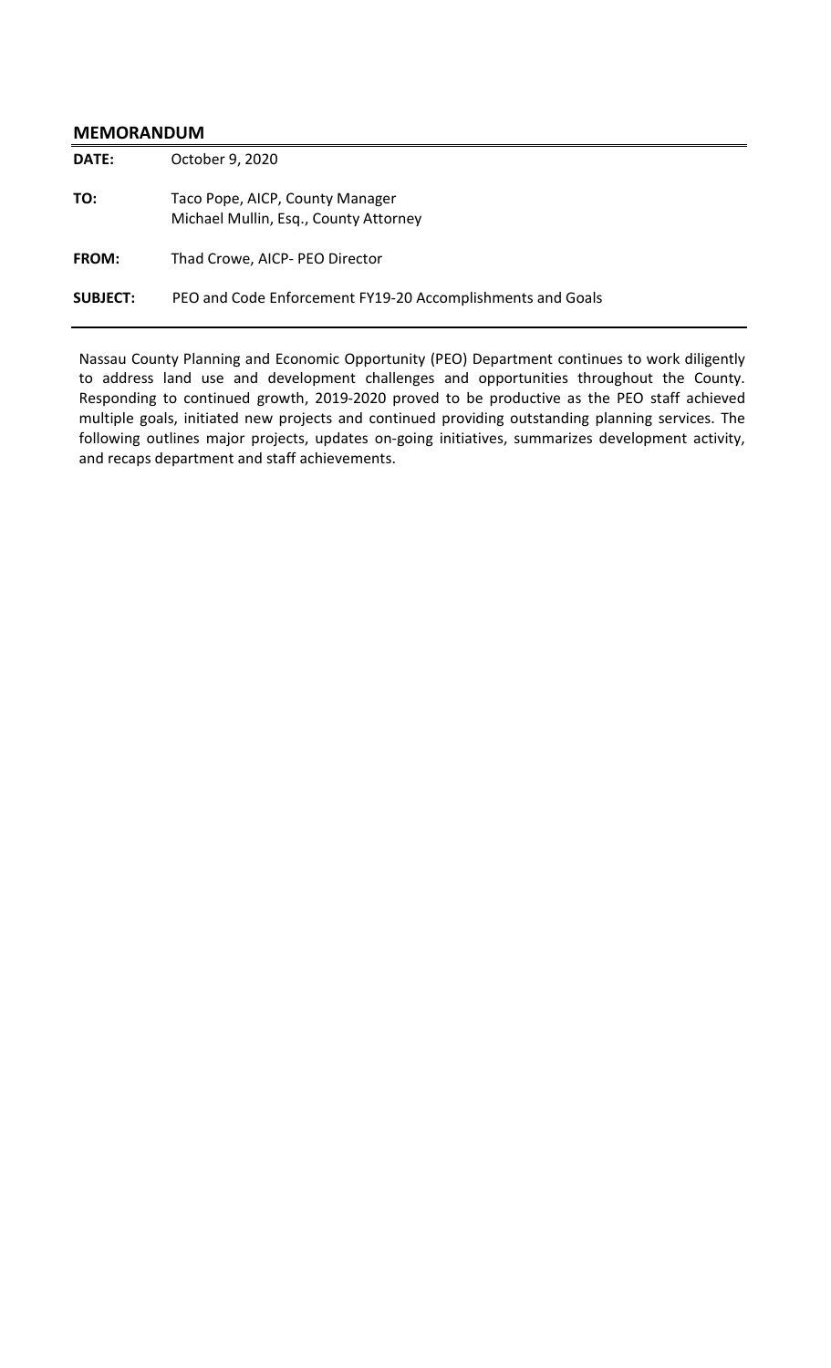## MEMORANDUM

| | |
|---|---|
| **DATE:** | October 9, 2020 |
| **TO:** | Taco Pope, AICP, County Manager<br>Michael Mullin, Esq., County Attorney |
| **FROM:** | Thad Crowe, AICP- PEO Director |
| **SUBJECT:** | PEO and Code Enforcement FY19-20 Accomplishments and Goals |

Nassau County Planning and Economic Opportunity (PEO) Department continues to work diligently to address land use and development challenges and opportunities throughout the County. Responding to continued growth, 2019-2020 proved to be productive as the PEO staff achieved multiple goals, initiated new projects and continued providing outstanding planning services. The following outlines major projects, updates on-going initiatives, summarizes development activity, and recaps department and staff achievements.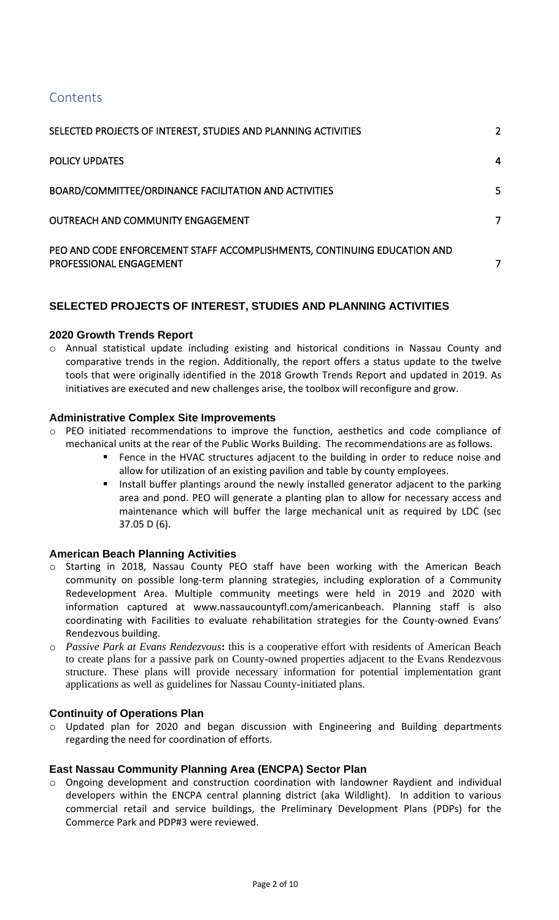# Contents

| | |
|---|---|
| SELECTED PROJECTS OF INTEREST, STUDIES AND PLANNING ACTIVITIES | 2 |
| POLICY UPDATES | 4 |
| BOARD/COMMITTEE/ORDINANCE FACILITATION AND ACTIVITIES | 5 |
| OUTREACH AND COMMUNITY ENGAGEMENT | 7 |
| PEO AND CODE ENFORCEMENT STAFF ACCOMPLISHMENTS, CONTINUING EDUCATION AND PROFESSIONAL ENGAGEMENT | 7 |

## SELECTED PROJECTS OF INTEREST, STUDIES AND PLANNING ACTIVITIES

### 2020 Growth Trends Report

- Annual statistical update including existing and historical conditions in Nassau County and comparative trends in the region. Additionally, the report offers a status update to the twelve tools that were originally identified in the 2018 Growth Trends Report and updated in 2019. As initiatives are executed and new challenges arise, the toolbox will reconfigure and grow.

### Administrative Complex Site Improvements

- PEO initiated recommendations to improve the function, aesthetics and code compliance of mechanical units at the rear of the Public Works Building. The recommendations are as follows.
  - Fence in the HVAC structures adjacent to the building in order to reduce noise and allow for utilization of an existing pavilion and table by county employees.
  - Install buffer plantings around the newly installed generator adjacent to the parking area and pond. PEO will generate a planting plan to allow for necessary access and maintenance which will buffer the large mechanical unit as required by LDC (sec 37.05 D (6).

### American Beach Planning Activities

- Starting in 2018, Nassau County PEO staff have been working with the American Beach community on possible long-term planning strategies, including exploration of a Community Redevelopment Area. Multiple community meetings were held in 2019 and 2020 with information captured at www.nassaucountyfl.com/americanbeach. Planning staff is also coordinating with Facilities to evaluate rehabilitation strategies for the County-owned Evans' Rendezvous building.
- *Passive Park at Evans Rendezvous***:** this is a cooperative effort with residents of American Beach to create plans for a passive park on County-owned properties adjacent to the Evans Rendezvous structure. These plans will provide necessary information for potential implementation grant applications as well as guidelines for Nassau County-initiated plans.

### Continuity of Operations Plan

- Updated plan for 2020 and began discussion with Engineering and Building departments regarding the need for coordination of efforts.

### East Nassau Community Planning Area (ENCPA) Sector Plan

- Ongoing development and construction coordination with landowner Raydient and individual developers within the ENCPA central planning district (aka Wildlight). In addition to various commercial retail and service buildings, the Preliminary Development Plans (PDPs) for the Commerce Park and PDP#3 were reviewed.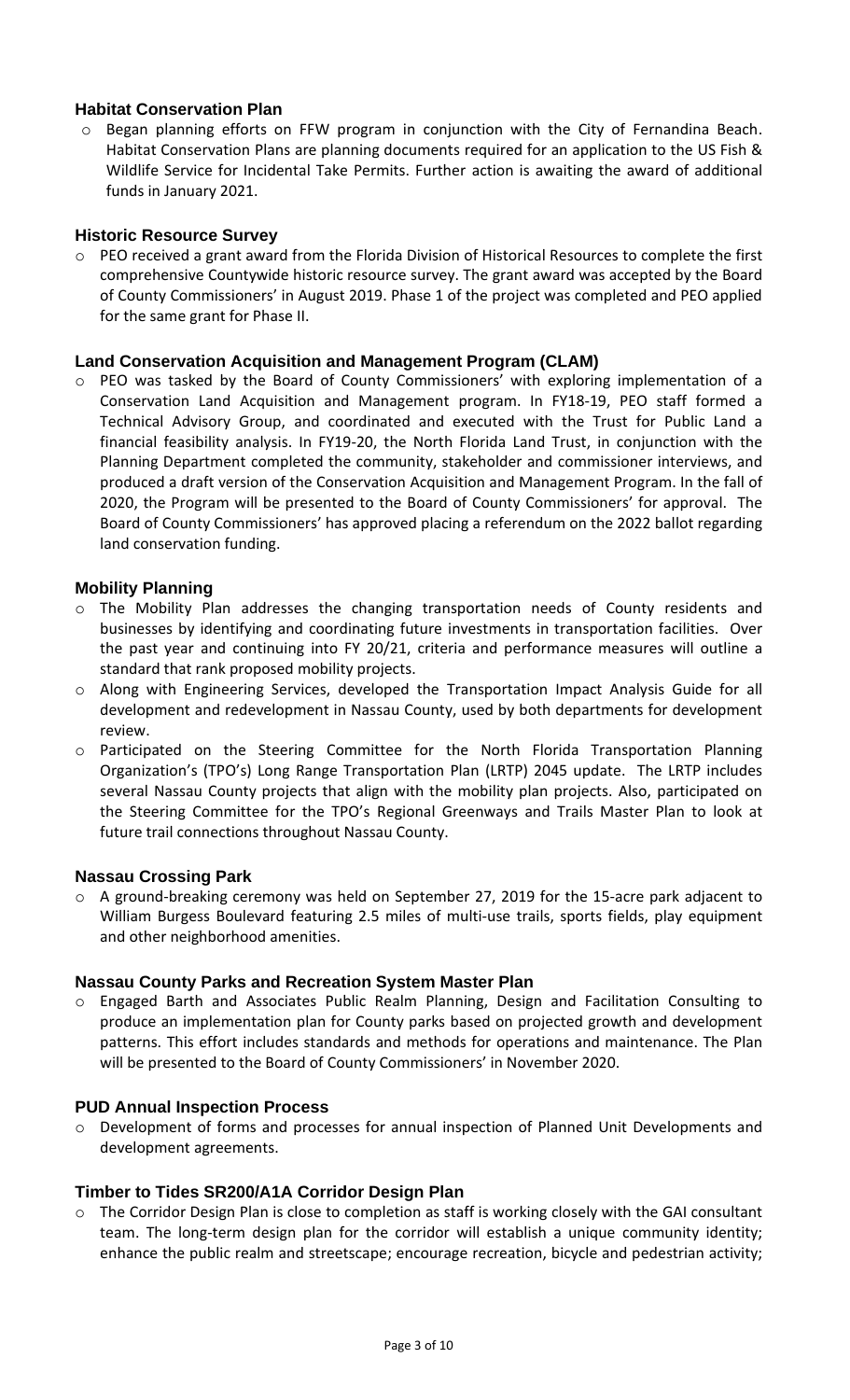### Habitat Conservation Plan

- Began planning efforts on FFW program in conjunction with the City of Fernandina Beach. Habitat Conservation Plans are planning documents required for an application to the US Fish & Wildlife Service for Incidental Take Permits. Further action is awaiting the award of additional funds in January 2021.

### Historic Resource Survey

- PEO received a grant award from the Florida Division of Historical Resources to complete the first comprehensive Countywide historic resource survey. The grant award was accepted by the Board of County Commissioners' in August 2019. Phase 1 of the project was completed and PEO applied for the same grant for Phase II.

### Land Conservation Acquisition and Management Program (CLAM)

- PEO was tasked by the Board of County Commissioners' with exploring implementation of a Conservation Land Acquisition and Management program. In FY18-19, PEO staff formed a Technical Advisory Group, and coordinated and executed with the Trust for Public Land a financial feasibility analysis. In FY19-20, the North Florida Land Trust, in conjunction with the Planning Department completed the community, stakeholder and commissioner interviews, and produced a draft version of the Conservation Acquisition and Management Program. In the fall of 2020, the Program will be presented to the Board of County Commissioners' for approval. The Board of County Commissioners' has approved placing a referendum on the 2022 ballot regarding land conservation funding.

### Mobility Planning

- The Mobility Plan addresses the changing transportation needs of County residents and businesses by identifying and coordinating future investments in transportation facilities. Over the past year and continuing into FY 20/21, criteria and performance measures will outline a standard that rank proposed mobility projects.
- Along with Engineering Services, developed the Transportation Impact Analysis Guide for all development and redevelopment in Nassau County, used by both departments for development review.
- Participated on the Steering Committee for the North Florida Transportation Planning Organization's (TPO's) Long Range Transportation Plan (LRTP) 2045 update. The LRTP includes several Nassau County projects that align with the mobility plan projects. Also, participated on the Steering Committee for the TPO's Regional Greenways and Trails Master Plan to look at future trail connections throughout Nassau County.

### Nassau Crossing Park

- A ground-breaking ceremony was held on September 27, 2019 for the 15-acre park adjacent to William Burgess Boulevard featuring 2.5 miles of multi-use trails, sports fields, play equipment and other neighborhood amenities.

### Nassau County Parks and Recreation System Master Plan

- Engaged Barth and Associates Public Realm Planning, Design and Facilitation Consulting to produce an implementation plan for County parks based on projected growth and development patterns. This effort includes standards and methods for operations and maintenance. The Plan will be presented to the Board of County Commissioners' in November 2020.

### PUD Annual Inspection Process

- Development of forms and processes for annual inspection of Planned Unit Developments and development agreements.

### Timber to Tides SR200/A1A Corridor Design Plan

- The Corridor Design Plan is close to completion as staff is working closely with the GAI consultant team. The long-term design plan for the corridor will establish a unique community identity; enhance the public realm and streetscape; encourage recreation, bicycle and pedestrian activity;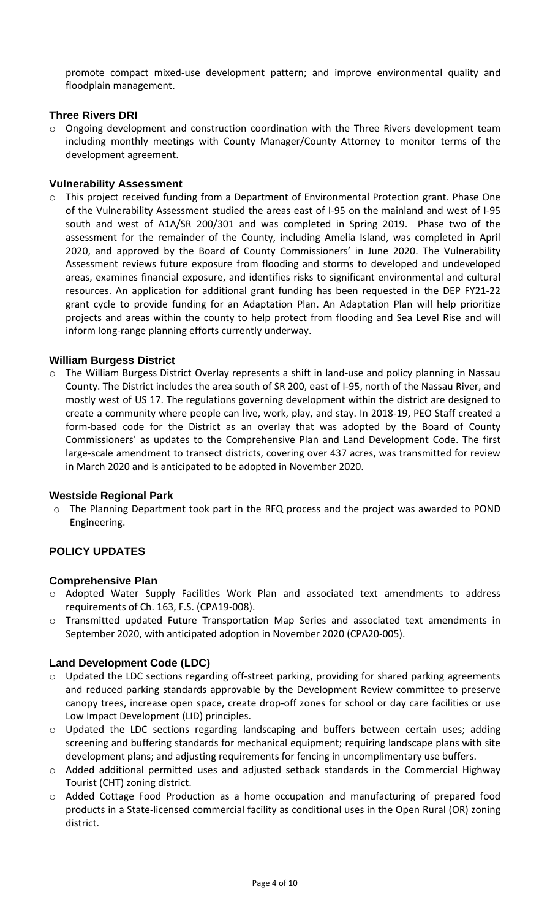promote compact mixed-use development pattern; and improve environmental quality and floodplain management.

### Three Rivers DRI

- Ongoing development and construction coordination with the Three Rivers development team including monthly meetings with County Manager/County Attorney to monitor terms of the development agreement.

### Vulnerability Assessment

- This project received funding from a Department of Environmental Protection grant. Phase One of the Vulnerability Assessment studied the areas east of I-95 on the mainland and west of I-95 south and west of A1A/SR 200/301 and was completed in Spring 2019. Phase two of the assessment for the remainder of the County, including Amelia Island, was completed in April 2020, and approved by the Board of County Commissioners' in June 2020. The Vulnerability Assessment reviews future exposure from flooding and storms to developed and undeveloped areas, examines financial exposure, and identifies risks to significant environmental and cultural resources. An application for additional grant funding has been requested in the DEP FY21-22 grant cycle to provide funding for an Adaptation Plan. An Adaptation Plan will help prioritize projects and areas within the county to help protect from flooding and Sea Level Rise and will inform long-range planning efforts currently underway.

### William Burgess District

- The William Burgess District Overlay represents a shift in land-use and policy planning in Nassau County. The District includes the area south of SR 200, east of I-95, north of the Nassau River, and mostly west of US 17. The regulations governing development within the district are designed to create a community where people can live, work, play, and stay. In 2018-19, PEO Staff created a form-based code for the District as an overlay that was adopted by the Board of County Commissioners' as updates to the Comprehensive Plan and Land Development Code. The first large-scale amendment to transect districts, covering over 437 acres, was transmitted for review in March 2020 and is anticipated to be adopted in November 2020.

### Westside Regional Park

- The Planning Department took part in the RFQ process and the project was awarded to POND Engineering.

## POLICY UPDATES

### Comprehensive Plan

- Adopted Water Supply Facilities Work Plan and associated text amendments to address requirements of Ch. 163, F.S. (CPA19-008).
- Transmitted updated Future Transportation Map Series and associated text amendments in September 2020, with anticipated adoption in November 2020 (CPA20-005).

### Land Development Code (LDC)

- Updated the LDC sections regarding off-street parking, providing for shared parking agreements and reduced parking standards approvable by the Development Review committee to preserve canopy trees, increase open space, create drop-off zones for school or day care facilities or use Low Impact Development (LID) principles.
- Updated the LDC sections regarding landscaping and buffers between certain uses; adding screening and buffering standards for mechanical equipment; requiring landscape plans with site development plans; and adjusting requirements for fencing in uncomplimentary use buffers.
- Added additional permitted uses and adjusted setback standards in the Commercial Highway Tourist (CHT) zoning district.
- Added Cottage Food Production as a home occupation and manufacturing of prepared food products in a State-licensed commercial facility as conditional uses in the Open Rural (OR) zoning district.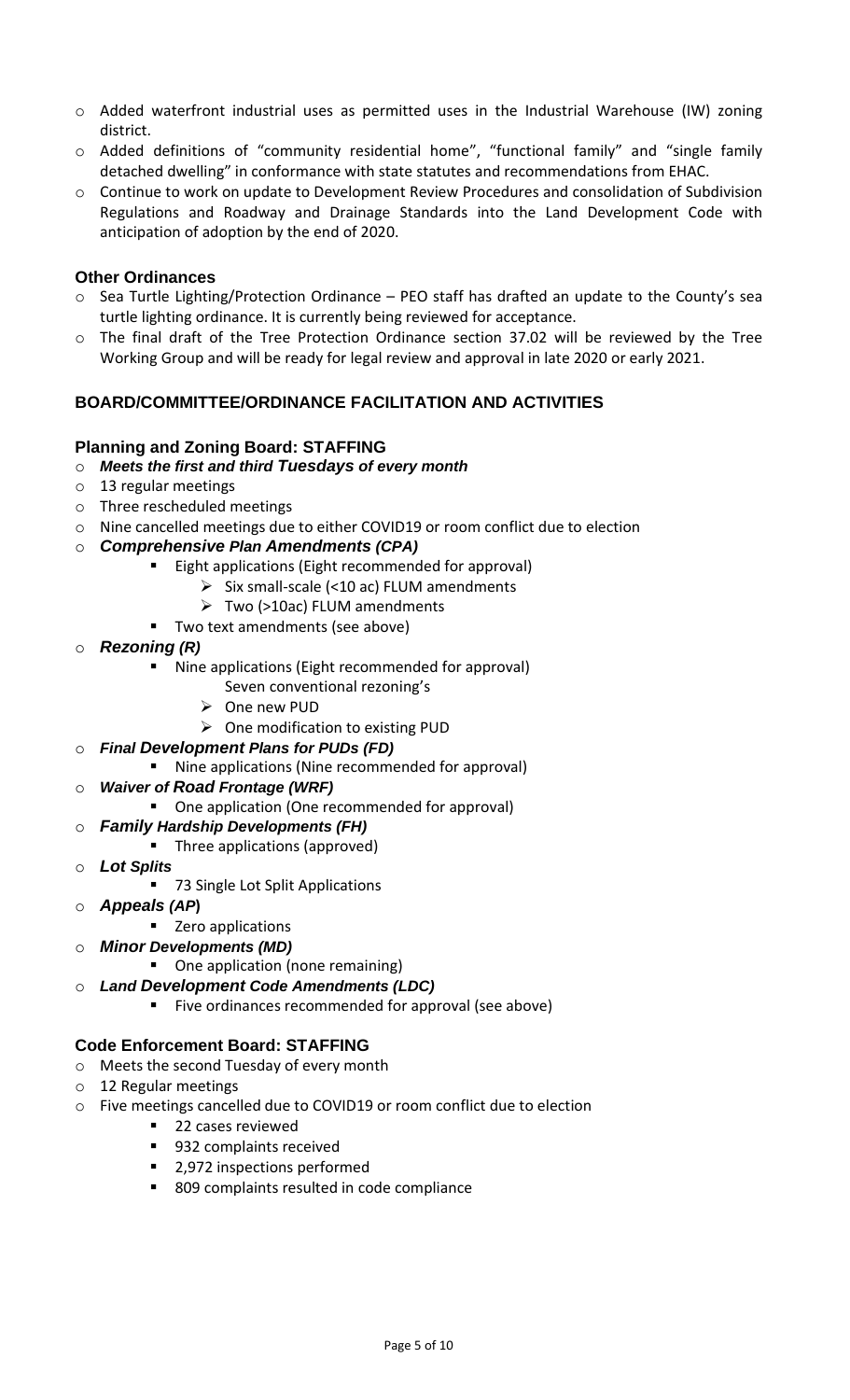- Added waterfront industrial uses as permitted uses in the Industrial Warehouse (IW) zoning district.
- Added definitions of "community residential home", "functional family" and "single family detached dwelling" in conformance with state statutes and recommendations from EHAC.
- Continue to work on update to Development Review Procedures and consolidation of Subdivision Regulations and Roadway and Drainage Standards into the Land Development Code with anticipation of adoption by the end of 2020.

### Other Ordinances

- Sea Turtle Lighting/Protection Ordinance – PEO staff has drafted an update to the County's sea turtle lighting ordinance. It is currently being reviewed for acceptance.
- The final draft of the Tree Protection Ordinance section 37.02 will be reviewed by the Tree Working Group and will be ready for legal review and approval in late 2020 or early 2021.

## BOARD/COMMITTEE/ORDINANCE FACILITATION AND ACTIVITIES

### Planning and Zoning Board: STAFFING

- ***Meets the first and third Tuesdays of every month***
- 13 regular meetings
- Three rescheduled meetings
- Nine cancelled meetings due to either COVID19 or room conflict due to election
- ***Comprehensive Plan Amendments (CPA)***
  - Eight applications (Eight recommended for approval)
    - Six small-scale (<10 ac) FLUM amendments
    - Two (>10ac) FLUM amendments
  - Two text amendments (see above)
- ***Rezoning (R)***
  - Nine applications (Eight recommended for approval)
    - Seven conventional rezoning's
    - One new PUD
    - One modification to existing PUD
- ***Final Development Plans for PUDs (FD)***
  - Nine applications (Nine recommended for approval)
- ***Waiver of Road Frontage (WRF)***
  - One application (One recommended for approval)
- ***Family Hardship Developments (FH)***
  - Three applications (approved)
- ***Lot Splits***
  - 73 Single Lot Split Applications
- ***Appeals (AP)***
  - Zero applications
- ***Minor Developments (MD)***
  - One application (none remaining)
- ***Land Development Code Amendments (LDC)***
  - Five ordinances recommended for approval (see above)

### Code Enforcement Board: STAFFING

- Meets the second Tuesday of every month
- 12 Regular meetings
- Five meetings cancelled due to COVID19 or room conflict due to election
  - 22 cases reviewed
  - 932 complaints received
  - 2,972 inspections performed
  - 809 complaints resulted in code compliance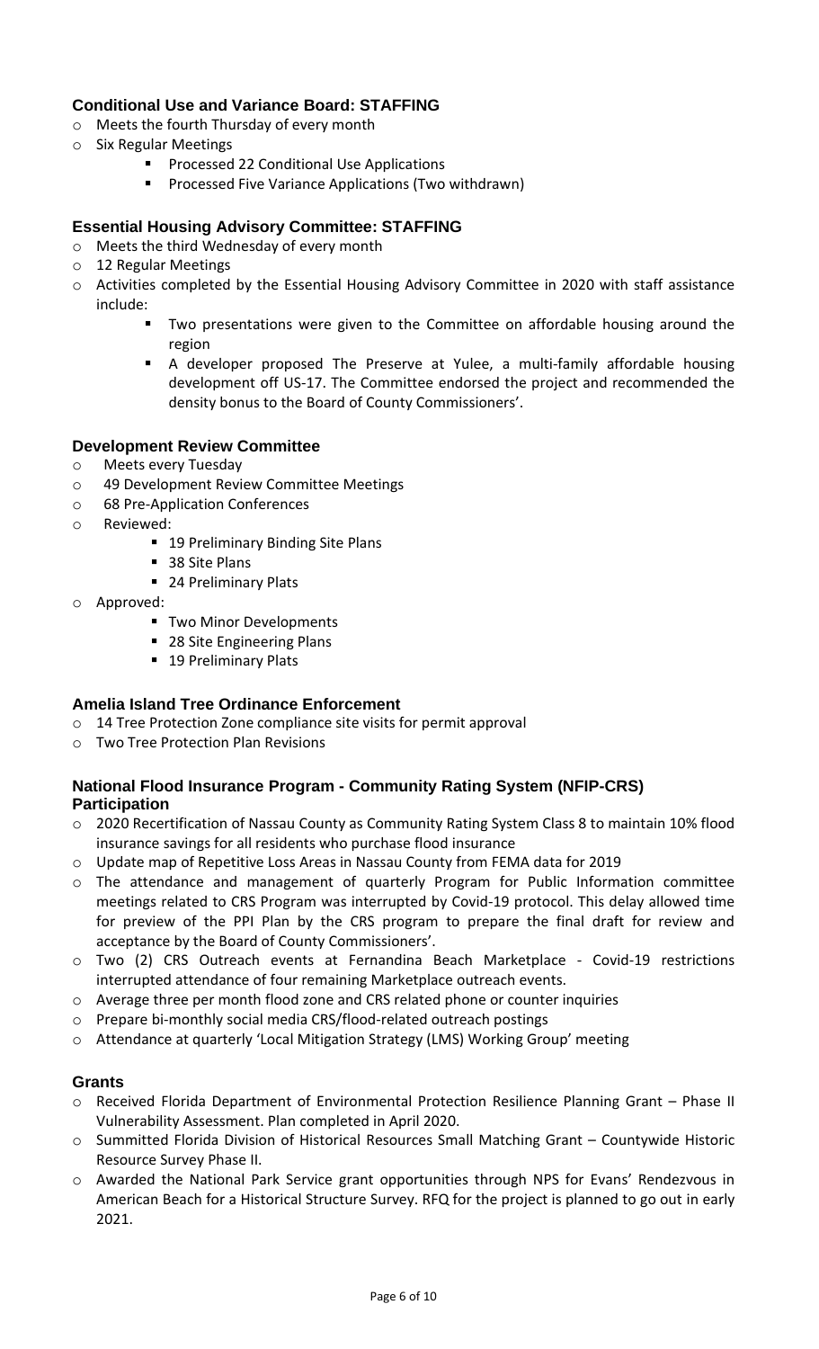### Conditional Use and Variance Board: STAFFING

- Meets the fourth Thursday of every month
- Six Regular Meetings
  - Processed 22 Conditional Use Applications
  - Processed Five Variance Applications (Two withdrawn)

### Essential Housing Advisory Committee: STAFFING

- Meets the third Wednesday of every month
- 12 Regular Meetings
- Activities completed by the Essential Housing Advisory Committee in 2020 with staff assistance include:
  - Two presentations were given to the Committee on affordable housing around the region
  - A developer proposed The Preserve at Yulee, a multi-family affordable housing development off US-17. The Committee endorsed the project and recommended the density bonus to the Board of County Commissioners'.

### Development Review Committee

- Meets every Tuesday
- 49 Development Review Committee Meetings
- 68 Pre-Application Conferences
- Reviewed:
  - 19 Preliminary Binding Site Plans
  - 38 Site Plans
  - 24 Preliminary Plats
- Approved:
  - Two Minor Developments
  - 28 Site Engineering Plans
  - 19 Preliminary Plats

### Amelia Island Tree Ordinance Enforcement

- 14 Tree Protection Zone compliance site visits for permit approval
- Two Tree Protection Plan Revisions

### National Flood Insurance Program - Community Rating System (NFIP-CRS) Participation

- 2020 Recertification of Nassau County as Community Rating System Class 8 to maintain 10% flood insurance savings for all residents who purchase flood insurance
- Update map of Repetitive Loss Areas in Nassau County from FEMA data for 2019
- The attendance and management of quarterly Program for Public Information committee meetings related to CRS Program was interrupted by Covid-19 protocol. This delay allowed time for preview of the PPI Plan by the CRS program to prepare the final draft for review and acceptance by the Board of County Commissioners'.
- Two (2) CRS Outreach events at Fernandina Beach Marketplace - Covid-19 restrictions interrupted attendance of four remaining Marketplace outreach events.
- Average three per month flood zone and CRS related phone or counter inquiries
- Prepare bi-monthly social media CRS/flood-related outreach postings
- Attendance at quarterly 'Local Mitigation Strategy (LMS) Working Group' meeting

### Grants

- Received Florida Department of Environmental Protection Resilience Planning Grant – Phase II Vulnerability Assessment. Plan completed in April 2020.
- Summitted Florida Division of Historical Resources Small Matching Grant – Countywide Historic Resource Survey Phase II.
- Awarded the National Park Service grant opportunities through NPS for Evans' Rendezvous in American Beach for a Historical Structure Survey. RFQ for the project is planned to go out in early 2021.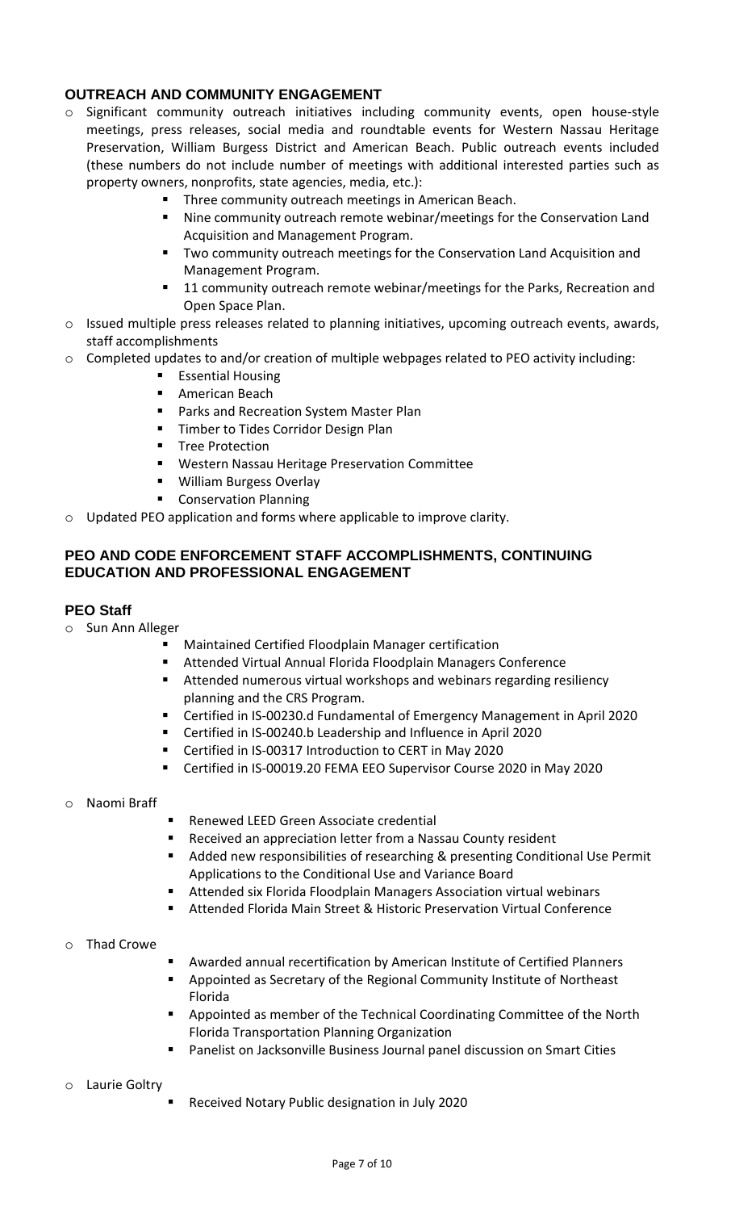## OUTREACH AND COMMUNITY ENGAGEMENT

- Significant community outreach initiatives including community events, open house-style meetings, press releases, social media and roundtable events for Western Nassau Heritage Preservation, William Burgess District and American Beach. Public outreach events included (these numbers do not include number of meetings with additional interested parties such as property owners, nonprofits, state agencies, media, etc.):
  - Three community outreach meetings in American Beach.
  - Nine community outreach remote webinar/meetings for the Conservation Land Acquisition and Management Program.
  - Two community outreach meetings for the Conservation Land Acquisition and Management Program.
  - 11 community outreach remote webinar/meetings for the Parks, Recreation and Open Space Plan.
- Issued multiple press releases related to planning initiatives, upcoming outreach events, awards, staff accomplishments
- Completed updates to and/or creation of multiple webpages related to PEO activity including:
  - Essential Housing
  - American Beach
  - Parks and Recreation System Master Plan
  - Timber to Tides Corridor Design Plan
  - Tree Protection
  - Western Nassau Heritage Preservation Committee
  - William Burgess Overlay
  - Conservation Planning
- Updated PEO application and forms where applicable to improve clarity.

## PEO AND CODE ENFORCEMENT STAFF ACCOMPLISHMENTS, CONTINUING EDUCATION AND PROFESSIONAL ENGAGEMENT

### PEO Staff

- Sun Ann Alleger
  - Maintained Certified Floodplain Manager certification
  - Attended Virtual Annual Florida Floodplain Managers Conference
  - Attended numerous virtual workshops and webinars regarding resiliency planning and the CRS Program.
  - Certified in IS-00230.d Fundamental of Emergency Management in April 2020
  - Certified in IS-00240.b Leadership and Influence in April 2020
  - Certified in IS-00317 Introduction to CERT in May 2020
  - Certified in IS-00019.20 FEMA EEO Supervisor Course 2020 in May 2020
- Naomi Braff
  - Renewed LEED Green Associate credential
  - Received an appreciation letter from a Nassau County resident
  - Added new responsibilities of researching & presenting Conditional Use Permit Applications to the Conditional Use and Variance Board
  - Attended six Florida Floodplain Managers Association virtual webinars
  - Attended Florida Main Street & Historic Preservation Virtual Conference
- Thad Crowe
  - Awarded annual recertification by American Institute of Certified Planners
  - Appointed as Secretary of the Regional Community Institute of Northeast Florida
  - Appointed as member of the Technical Coordinating Committee of the North Florida Transportation Planning Organization
  - Panelist on Jacksonville Business Journal panel discussion on Smart Cities
- Laurie Goltry
  - Received Notary Public designation in July 2020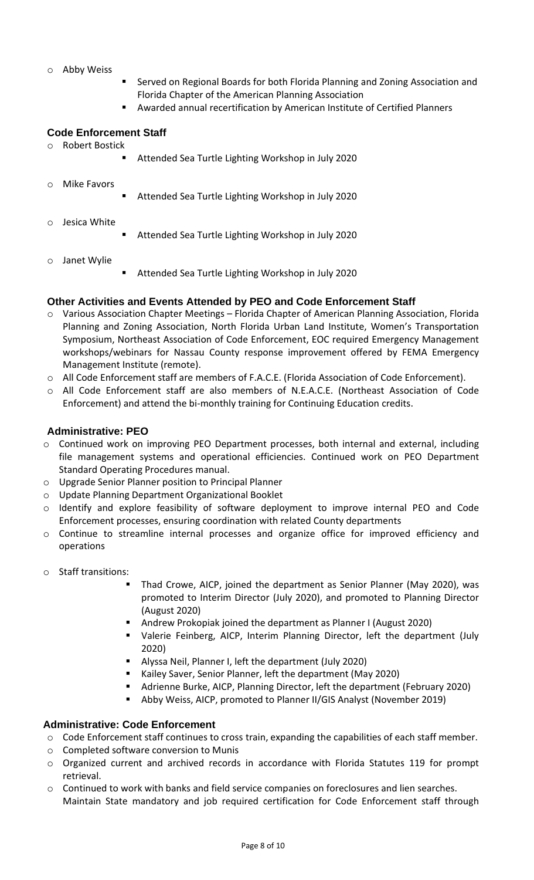- Abby Weiss
  - Served on Regional Boards for both Florida Planning and Zoning Association and Florida Chapter of the American Planning Association
  - Awarded annual recertification by American Institute of Certified Planners

### Code Enforcement Staff

- Robert Bostick
  - Attended Sea Turtle Lighting Workshop in July 2020
- Mike Favors
  - Attended Sea Turtle Lighting Workshop in July 2020
- Jesica White
  - Attended Sea Turtle Lighting Workshop in July 2020
- Janet Wylie
  - Attended Sea Turtle Lighting Workshop in July 2020

### Other Activities and Events Attended by PEO and Code Enforcement Staff

- Various Association Chapter Meetings – Florida Chapter of American Planning Association, Florida Planning and Zoning Association, North Florida Urban Land Institute, Women's Transportation Symposium, Northeast Association of Code Enforcement, EOC required Emergency Management workshops/webinars for Nassau County response improvement offered by FEMA Emergency Management Institute (remote).
- All Code Enforcement staff are members of F.A.C.E. (Florida Association of Code Enforcement).
- All Code Enforcement staff are also members of N.E.A.C.E. (Northeast Association of Code Enforcement) and attend the bi-monthly training for Continuing Education credits.

### Administrative: PEO

- Continued work on improving PEO Department processes, both internal and external, including file management systems and operational efficiencies. Continued work on PEO Department Standard Operating Procedures manual.
- Upgrade Senior Planner position to Principal Planner
- Update Planning Department Organizational Booklet
- Identify and explore feasibility of software deployment to improve internal PEO and Code Enforcement processes, ensuring coordination with related County departments
- Continue to streamline internal processes and organize office for improved efficiency and operations
- Staff transitions:
  - Thad Crowe, AICP, joined the department as Senior Planner (May 2020), was promoted to Interim Director (July 2020), and promoted to Planning Director (August 2020)
  - Andrew Prokopiak joined the department as Planner I (August 2020)
  - Valerie Feinberg, AICP, Interim Planning Director, left the department (July 2020)
  - Alyssa Neil, Planner I, left the department (July 2020)
  - Kailey Saver, Senior Planner, left the department (May 2020)
  - Adrienne Burke, AICP, Planning Director, left the department (February 2020)
  - Abby Weiss, AICP, promoted to Planner II/GIS Analyst (November 2019)

### Administrative: Code Enforcement

- Code Enforcement staff continues to cross train, expanding the capabilities of each staff member.
- Completed software conversion to Munis
- Organized current and archived records in accordance with Florida Statutes 119 for prompt retrieval.
- Continued to work with banks and field service companies on foreclosures and lien searches.
  Maintain State mandatory and job required certification for Code Enforcement staff through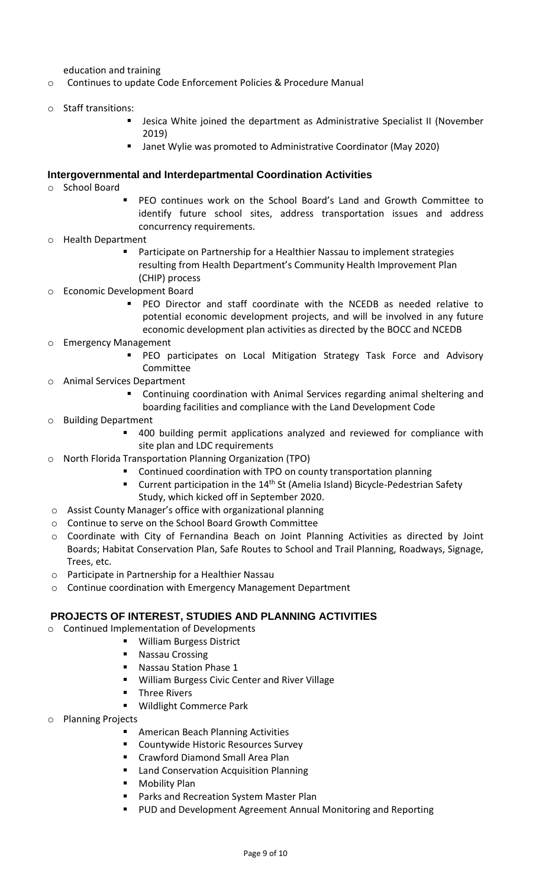education and training

- Continues to update Code Enforcement Policies & Procedure Manual
- Staff transitions:
    - Jesica White joined the department as Administrative Specialist II (November 2019)
    - Janet Wylie was promoted to Administrative Coordinator (May 2020)

### Intergovernmental and Interdepartmental Coordination Activities

- School Board
    - PEO continues work on the School Board's Land and Growth Committee to identify future school sites, address transportation issues and address concurrency requirements.
- Health Department
    - Participate on Partnership for a Healthier Nassau to implement strategies resulting from Health Department's Community Health Improvement Plan (CHIP) process
- Economic Development Board
    - PEO Director and staff coordinate with the NCEDB as needed relative to potential economic development projects, and will be involved in any future economic development plan activities as directed by the BOCC and NCEDB
- Emergency Management
    - PEO participates on Local Mitigation Strategy Task Force and Advisory Committee
- Animal Services Department
    - Continuing coordination with Animal Services regarding animal sheltering and boarding facilities and compliance with the Land Development Code
- Building Department
    - 400 building permit applications analyzed and reviewed for compliance with site plan and LDC requirements
- North Florida Transportation Planning Organization (TPO)
    - Continued coordination with TPO on county transportation planning
    - Current participation in the 14th St (Amelia Island) Bicycle-Pedestrian Safety Study, which kicked off in September 2020.
- Assist County Manager's office with organizational planning
- Continue to serve on the School Board Growth Committee
- Coordinate with City of Fernandina Beach on Joint Planning Activities as directed by Joint Boards; Habitat Conservation Plan, Safe Routes to School and Trail Planning, Roadways, Signage, Trees, etc.
- Participate in Partnership for a Healthier Nassau
- Continue coordination with Emergency Management Department

### PROJECTS OF INTEREST, STUDIES AND PLANNING ACTIVITIES

- Continued Implementation of Developments
    - William Burgess District
    - Nassau Crossing
    - Nassau Station Phase 1
    - William Burgess Civic Center and River Village
    - Three Rivers
    - Wildlight Commerce Park
- Planning Projects
    - American Beach Planning Activities
    - Countywide Historic Resources Survey
    - Crawford Diamond Small Area Plan
    - Land Conservation Acquisition Planning
    - Mobility Plan
    - Parks and Recreation System Master Plan
    - PUD and Development Agreement Annual Monitoring and Reporting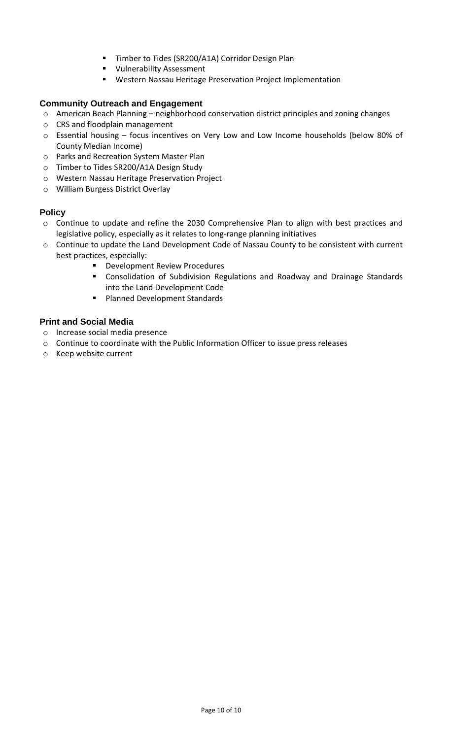- Timber to Tides (SR200/A1A) Corridor Design Plan
    - Vulnerability Assessment
    - Western Nassau Heritage Preservation Project Implementation

### Community Outreach and Engagement

- American Beach Planning – neighborhood conservation district principles and zoning changes
- CRS and floodplain management
- Essential housing – focus incentives on Very Low and Low Income households (below 80% of County Median Income)
- Parks and Recreation System Master Plan
- Timber to Tides SR200/A1A Design Study
- Western Nassau Heritage Preservation Project
- William Burgess District Overlay

### Policy

- Continue to update and refine the 2030 Comprehensive Plan to align with best practices and legislative policy, especially as it relates to long-range planning initiatives
- Continue to update the Land Development Code of Nassau County to be consistent with current best practices, especially:
    - Development Review Procedures
    - Consolidation of Subdivision Regulations and Roadway and Drainage Standards into the Land Development Code
    - Planned Development Standards

### Print and Social Media

- Increase social media presence
- Continue to coordinate with the Public Information Officer to issue press releases
- Keep website current